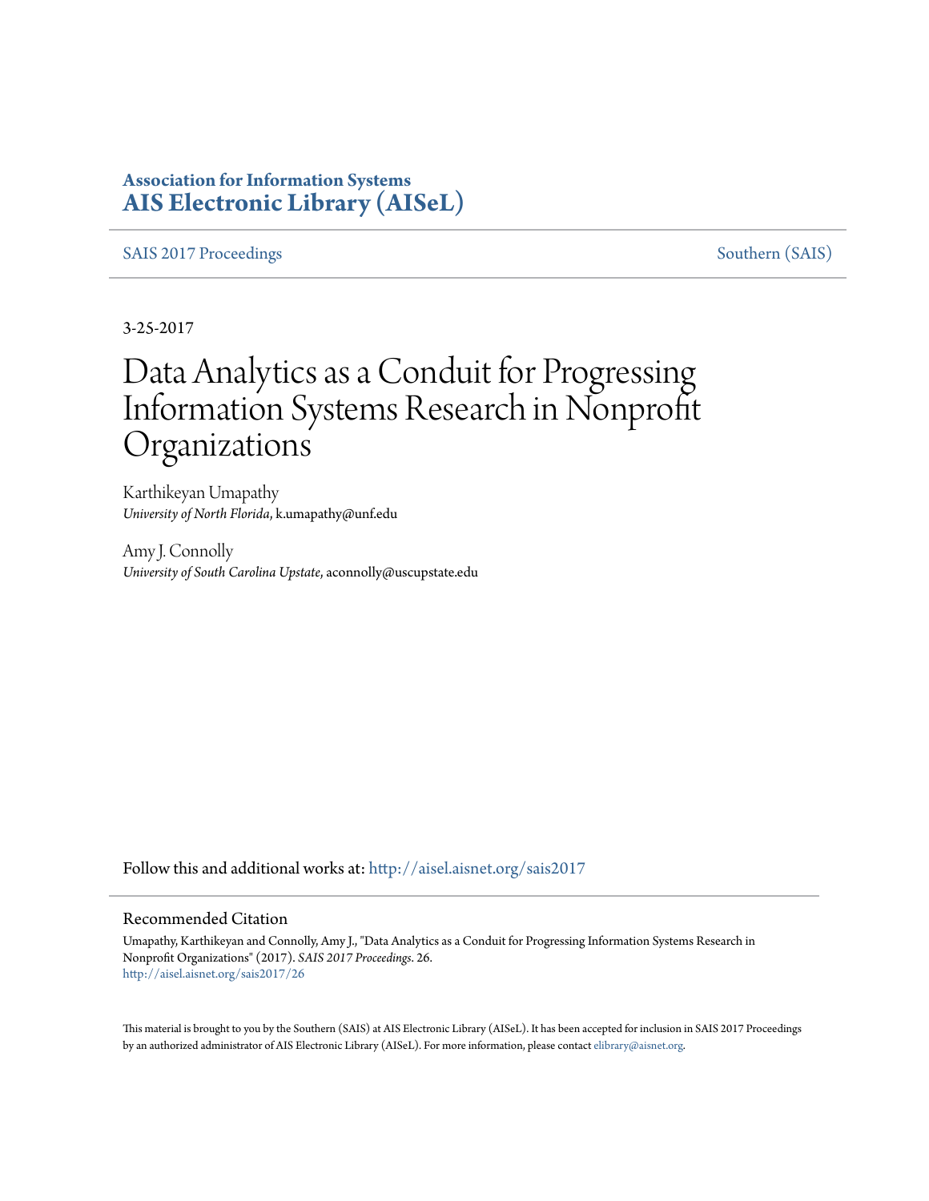**Association for Information Systems**
**AIS Electronic Library (AISeL)**

SAIS 2017 Proceedings | Southern (SAIS)

3-25-2017

# Data Analytics as a Conduit for Progressing Information Systems Research in Nonprofit Organizations

Karthikeyan Umapathy
*University of North Florida*, k.umapathy@unf.edu

Amy J. Connolly
*University of South Carolina Upstate*, aconnolly@uscupstate.edu

Follow this and additional works at: http://aisel.aisnet.org/sais2017

## Recommended Citation

Umapathy, Karthikeyan and Connolly, Amy J., "Data Analytics as a Conduit for Progressing Information Systems Research in Nonprofit Organizations" (2017). *SAIS 2017 Proceedings*. 26.
http://aisel.aisnet.org/sais2017/26

This material is brought to you by the Southern (SAIS) at AIS Electronic Library (AISeL). It has been accepted for inclusion in SAIS 2017 Proceedings by an authorized administrator of AIS Electronic Library (AISeL). For more information, please contact elibrary@aisnet.org.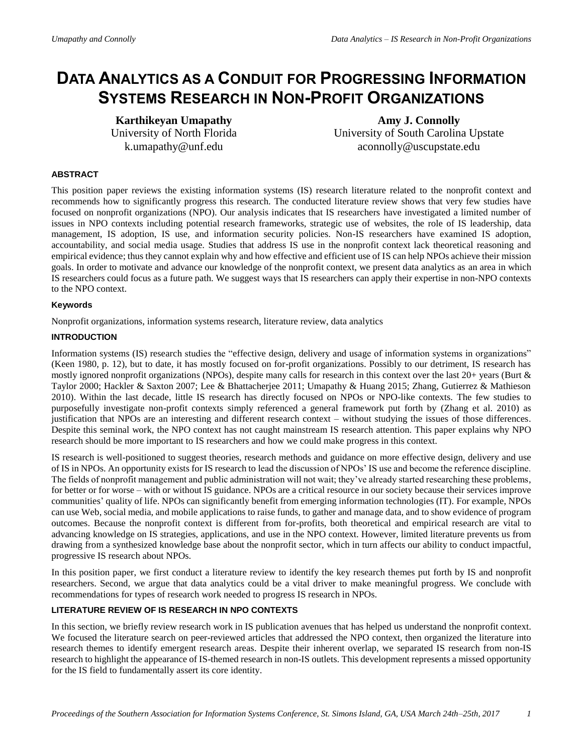#  DATA ANALYTICS AS A CONDUIT FOR PROGRESSING INFORMATION SYSTEMS RESEARCH IN NON-PROFIT ORGANIZATIONS

**Karthikeyan Umapathy**
University of North Florida
k.umapathy@unf.edu

**Amy J. Connolly**
University of South Carolina Upstate
aconnolly@uscupstate.edu

#### ABSTRACT

This position paper reviews the existing information systems (IS) research literature related to the nonprofit context and recommends how to significantly progress this research. The conducted literature review shows that very few studies have focused on nonprofit organizations (NPO). Our analysis indicates that IS researchers have investigated a limited number of issues in NPO contexts including potential research frameworks, strategic use of websites, the role of IS leadership, data management, IS adoption, IS use, and information security policies. Non-IS researchers have examined IS adoption, accountability, and social media usage. Studies that address IS use in the nonprofit context lack theoretical reasoning and empirical evidence; thus they cannot explain why and how effective and efficient use of IS can help NPOs achieve their mission goals. In order to motivate and advance our knowledge of the nonprofit context, we present data analytics as an area in which IS researchers could focus as a future path. We suggest ways that IS researchers can apply their expertise in non-NPO contexts to the NPO context.

#### Keywords

Nonprofit organizations, information systems research, literature review, data analytics

#### INTRODUCTION

Information systems (IS) research studies the "effective design, delivery and usage of information systems in organizations" (Keen 1980, p. 12), but to date, it has mostly focused on for-profit organizations. Possibly to our detriment, IS research has mostly ignored nonprofit organizations (NPOs), despite many calls for research in this context over the last 20+ years (Burt & Taylor 2000; Hackler & Saxton 2007; Lee & Bhattacherjee 2011; Umapathy & Huang 2015; Zhang, Gutierrez & Mathieson 2010). Within the last decade, little IS research has directly focused on NPOs or NPO-like contexts. The few studies to purposefully investigate non-profit contexts simply referenced a general framework put forth by (Zhang et al. 2010) as justification that NPOs are an interesting and different research context – without studying the issues of those differences. Despite this seminal work, the NPO context has not caught mainstream IS research attention. This paper explains why NPO research should be more important to IS researchers and how we could make progress in this context.

IS research is well-positioned to suggest theories, research methods and guidance on more effective design, delivery and use of IS in NPOs. An opportunity exists for IS research to lead the discussion of NPOs' IS use and become the reference discipline. The fields of nonprofit management and public administration will not wait; they've already started researching these problems, for better or for worse – with or without IS guidance. NPOs are a critical resource in our society because their services improve communities' quality of life. NPOs can significantly benefit from emerging information technologies (IT). For example, NPOs can use Web, social media, and mobile applications to raise funds, to gather and manage data, and to show evidence of program outcomes. Because the nonprofit context is different from for-profits, both theoretical and empirical research are vital to advancing knowledge on IS strategies, applications, and use in the NPO context. However, limited literature prevents us from drawing from a synthesized knowledge base about the nonprofit sector, which in turn affects our ability to conduct impactful, progressive IS research about NPOs.

In this position paper, we first conduct a literature review to identify the key research themes put forth by IS and nonprofit researchers. Second, we argue that data analytics could be a vital driver to make meaningful progress. We conclude with recommendations for types of research work needed to progress IS research in NPOs.

#### LITERATURE REVIEW OF IS RESEARCH IN NPO CONTEXTS

In this section, we briefly review research work in IS publication avenues that has helped us understand the nonprofit context. We focused the literature search on peer-reviewed articles that addressed the NPO context, then organized the literature into research themes to identify emergent research areas. Despite their inherent overlap, we separated IS research from non-IS research to highlight the appearance of IS-themed research in non-IS outlets. This development represents a missed opportunity for the IS field to fundamentally assert its core identity.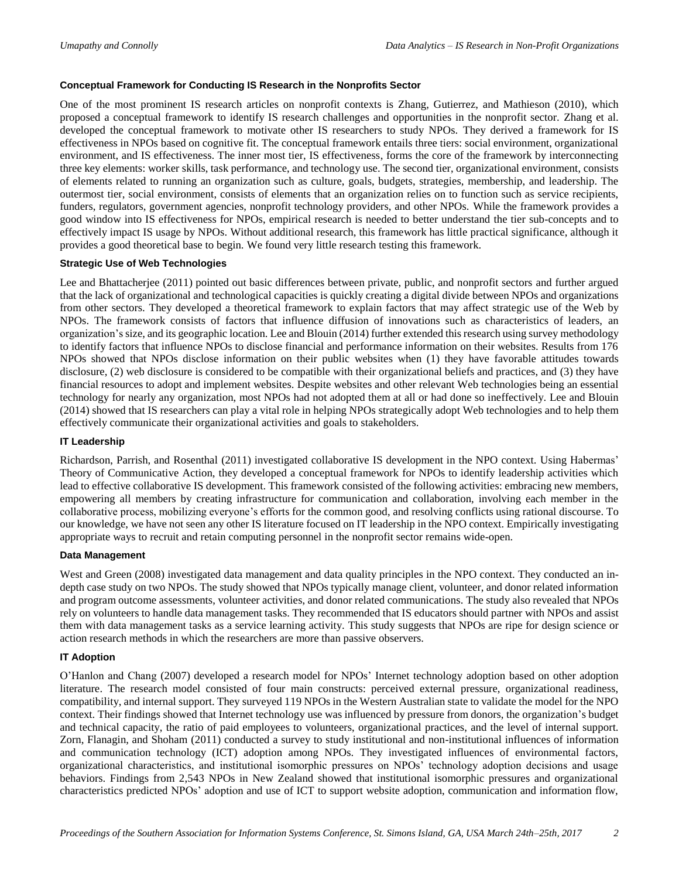### Conceptual Framework for Conducting IS Research in the Nonprofits Sector

One of the most prominent IS research articles on nonprofit contexts is Zhang, Gutierrez, and Mathieson (2010), which proposed a conceptual framework to identify IS research challenges and opportunities in the nonprofit sector. Zhang et al. developed the conceptual framework to motivate other IS researchers to study NPOs. They derived a framework for IS effectiveness in NPOs based on cognitive fit. The conceptual framework entails three tiers: social environment, organizational environment, and IS effectiveness. The inner most tier, IS effectiveness, forms the core of the framework by interconnecting three key elements: worker skills, task performance, and technology use. The second tier, organizational environment, consists of elements related to running an organization such as culture, goals, budgets, strategies, membership, and leadership. The outermost tier, social environment, consists of elements that an organization relies on to function such as service recipients, funders, regulators, government agencies, nonprofit technology providers, and other NPOs. While the framework provides a good window into IS effectiveness for NPOs, empirical research is needed to better understand the tier sub-concepts and to effectively impact IS usage by NPOs. Without additional research, this framework has little practical significance, although it provides a good theoretical base to begin. We found very little research testing this framework.

### Strategic Use of Web Technologies

Lee and Bhattacherjee (2011) pointed out basic differences between private, public, and nonprofit sectors and further argued that the lack of organizational and technological capacities is quickly creating a digital divide between NPOs and organizations from other sectors. They developed a theoretical framework to explain factors that may affect strategic use of the Web by NPOs. The framework consists of factors that influence diffusion of innovations such as characteristics of leaders, an organization's size, and its geographic location. Lee and Blouin (2014) further extended this research using survey methodology to identify factors that influence NPOs to disclose financial and performance information on their websites. Results from 176 NPOs showed that NPOs disclose information on their public websites when (1) they have favorable attitudes towards disclosure, (2) web disclosure is considered to be compatible with their organizational beliefs and practices, and (3) they have financial resources to adopt and implement websites. Despite websites and other relevant Web technologies being an essential technology for nearly any organization, most NPOs had not adopted them at all or had done so ineffectively. Lee and Blouin (2014) showed that IS researchers can play a vital role in helping NPOs strategically adopt Web technologies and to help them effectively communicate their organizational activities and goals to stakeholders.

### IT Leadership

Richardson, Parrish, and Rosenthal (2011) investigated collaborative IS development in the NPO context. Using Habermas' Theory of Communicative Action, they developed a conceptual framework for NPOs to identify leadership activities which lead to effective collaborative IS development. This framework consisted of the following activities: embracing new members, empowering all members by creating infrastructure for communication and collaboration, involving each member in the collaborative process, mobilizing everyone's efforts for the common good, and resolving conflicts using rational discourse. To our knowledge, we have not seen any other IS literature focused on IT leadership in the NPO context. Empirically investigating appropriate ways to recruit and retain computing personnel in the nonprofit sector remains wide-open.

### Data Management

West and Green (2008) investigated data management and data quality principles in the NPO context. They conducted an in-depth case study on two NPOs. The study showed that NPOs typically manage client, volunteer, and donor related information and program outcome assessments, volunteer activities, and donor related communications. The study also revealed that NPOs rely on volunteers to handle data management tasks. They recommended that IS educators should partner with NPOs and assist them with data management tasks as a service learning activity. This study suggests that NPOs are ripe for design science or action research methods in which the researchers are more than passive observers.

### IT Adoption

O'Hanlon and Chang (2007) developed a research model for NPOs' Internet technology adoption based on other adoption literature. The research model consisted of four main constructs: perceived external pressure, organizational readiness, compatibility, and internal support. They surveyed 119 NPOs in the Western Australian state to validate the model for the NPO context. Their findings showed that Internet technology use was influenced by pressure from donors, the organization's budget and technical capacity, the ratio of paid employees to volunteers, organizational practices, and the level of internal support. Zorn, Flanagin, and Shoham (2011) conducted a survey to study institutional and non-institutional influences of information and communication technology (ICT) adoption among NPOs. They investigated influences of environmental factors, organizational characteristics, and institutional isomorphic pressures on NPOs' technology adoption decisions and usage behaviors. Findings from 2,543 NPOs in New Zealand showed that institutional isomorphic pressures and organizational characteristics predicted NPOs' adoption and use of ICT to support website adoption, communication and information flow,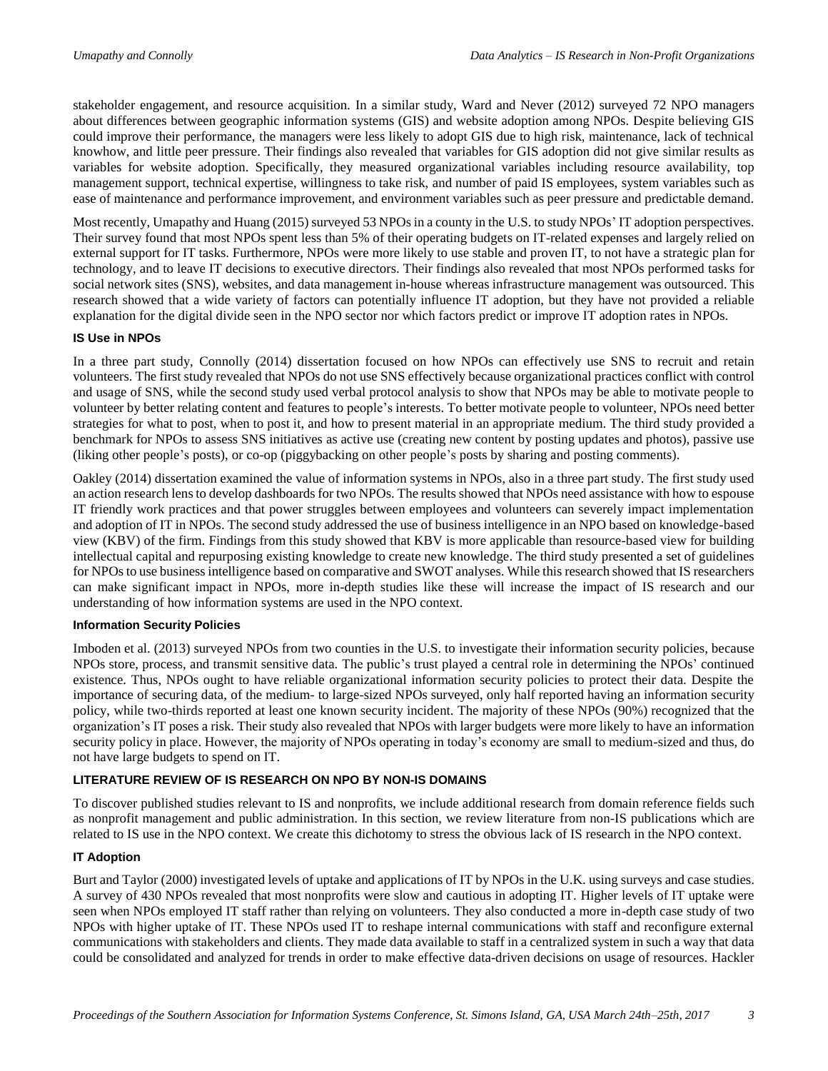stakeholder engagement, and resource acquisition. In a similar study, Ward and Never (2012) surveyed 72 NPO managers about differences between geographic information systems (GIS) and website adoption among NPOs. Despite believing GIS could improve their performance, the managers were less likely to adopt GIS due to high risk, maintenance, lack of technical knowhow, and little peer pressure. Their findings also revealed that variables for GIS adoption did not give similar results as variables for website adoption. Specifically, they measured organizational variables including resource availability, top management support, technical expertise, willingness to take risk, and number of paid IS employees, system variables such as ease of maintenance and performance improvement, and environment variables such as peer pressure and predictable demand.

Most recently, Umapathy and Huang (2015) surveyed 53 NPOs in a county in the U.S. to study NPOs' IT adoption perspectives. Their survey found that most NPOs spent less than 5% of their operating budgets on IT-related expenses and largely relied on external support for IT tasks. Furthermore, NPOs were more likely to use stable and proven IT, to not have a strategic plan for technology, and to leave IT decisions to executive directors. Their findings also revealed that most NPOs performed tasks for social network sites (SNS), websites, and data management in-house whereas infrastructure management was outsourced. This research showed that a wide variety of factors can potentially influence IT adoption, but they have not provided a reliable explanation for the digital divide seen in the NPO sector nor which factors predict or improve IT adoption rates in NPOs.

### IS Use in NPOs

In a three part study, Connolly (2014) dissertation focused on how NPOs can effectively use SNS to recruit and retain volunteers. The first study revealed that NPOs do not use SNS effectively because organizational practices conflict with control and usage of SNS, while the second study used verbal protocol analysis to show that NPOs may be able to motivate people to volunteer by better relating content and features to people's interests. To better motivate people to volunteer, NPOs need better strategies for what to post, when to post it, and how to present material in an appropriate medium. The third study provided a benchmark for NPOs to assess SNS initiatives as active use (creating new content by posting updates and photos), passive use (liking other people's posts), or co-op (piggybacking on other people's posts by sharing and posting comments).

Oakley (2014) dissertation examined the value of information systems in NPOs, also in a three part study. The first study used an action research lens to develop dashboards for two NPOs. The results showed that NPOs need assistance with how to espouse IT friendly work practices and that power struggles between employees and volunteers can severely impact implementation and adoption of IT in NPOs. The second study addressed the use of business intelligence in an NPO based on knowledge-based view (KBV) of the firm. Findings from this study showed that KBV is more applicable than resource-based view for building intellectual capital and repurposing existing knowledge to create new knowledge. The third study presented a set of guidelines for NPOs to use business intelligence based on comparative and SWOT analyses. While this research showed that IS researchers can make significant impact in NPOs, more in-depth studies like these will increase the impact of IS research and our understanding of how information systems are used in the NPO context.

### Information Security Policies

Imboden et al. (2013) surveyed NPOs from two counties in the U.S. to investigate their information security policies, because NPOs store, process, and transmit sensitive data. The public's trust played a central role in determining the NPOs' continued existence. Thus, NPOs ought to have reliable organizational information security policies to protect their data. Despite the importance of securing data, of the medium- to large-sized NPOs surveyed, only half reported having an information security policy, while two-thirds reported at least one known security incident. The majority of these NPOs (90%) recognized that the organization's IT poses a risk. Their study also revealed that NPOs with larger budgets were more likely to have an information security policy in place. However, the majority of NPOs operating in today's economy are small to medium-sized and thus, do not have large budgets to spend on IT.

## LITERATURE REVIEW OF IS RESEARCH ON NPO BY NON-IS DOMAINS

To discover published studies relevant to IS and nonprofits, we include additional research from domain reference fields such as nonprofit management and public administration. In this section, we review literature from non-IS publications which are related to IS use in the NPO context. We create this dichotomy to stress the obvious lack of IS research in the NPO context.

### IT Adoption

Burt and Taylor (2000) investigated levels of uptake and applications of IT by NPOs in the U.K. using surveys and case studies. A survey of 430 NPOs revealed that most nonprofits were slow and cautious in adopting IT. Higher levels of IT uptake were seen when NPOs employed IT staff rather than relying on volunteers. They also conducted a more in-depth case study of two NPOs with higher uptake of IT. These NPOs used IT to reshape internal communications with staff and reconfigure external communications with stakeholders and clients. They made data available to staff in a centralized system in such a way that data could be consolidated and analyzed for trends in order to make effective data-driven decisions on usage of resources. Hackler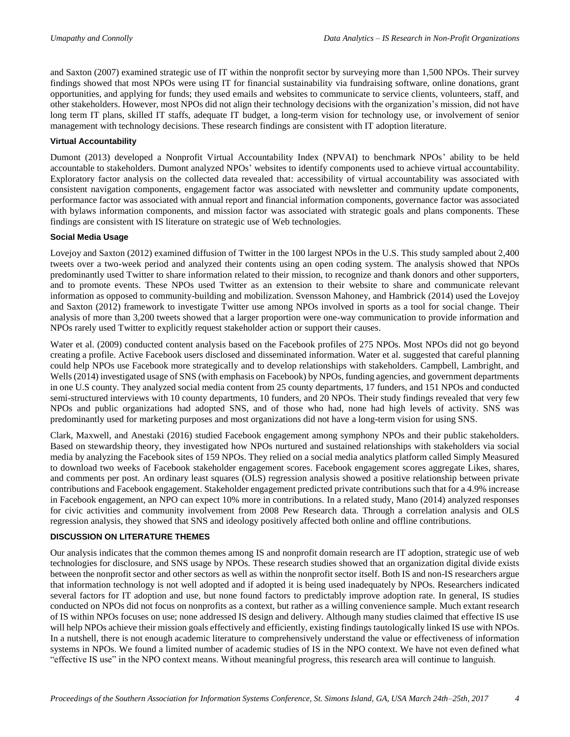and Saxton (2007) examined strategic use of IT within the nonprofit sector by surveying more than 1,500 NPOs. Their survey findings showed that most NPOs were using IT for financial sustainability via fundraising software, online donations, grant opportunities, and applying for funds; they used emails and websites to communicate to service clients, volunteers, staff, and other stakeholders. However, most NPOs did not align their technology decisions with the organization's mission, did not have long term IT plans, skilled IT staffs, adequate IT budget, a long-term vision for technology use, or involvement of senior management with technology decisions. These research findings are consistent with IT adoption literature.

#### Virtual Accountability

Dumont (2013) developed a Nonprofit Virtual Accountability Index (NPVAI) to benchmark NPOs' ability to be held accountable to stakeholders. Dumont analyzed NPOs' websites to identify components used to achieve virtual accountability. Exploratory factor analysis on the collected data revealed that: accessibility of virtual accountability was associated with consistent navigation components, engagement factor was associated with newsletter and community update components, performance factor was associated with annual report and financial information components, governance factor was associated with bylaws information components, and mission factor was associated with strategic goals and plans components. These findings are consistent with IS literature on strategic use of Web technologies.

#### Social Media Usage

Lovejoy and Saxton (2012) examined diffusion of Twitter in the 100 largest NPOs in the U.S. This study sampled about 2,400 tweets over a two-week period and analyzed their contents using an open coding system. The analysis showed that NPOs predominantly used Twitter to share information related to their mission, to recognize and thank donors and other supporters, and to promote events. These NPOs used Twitter as an extension to their website to share and communicate relevant information as opposed to community-building and mobilization. Svensson Mahoney, and Hambrick (2014) used the Lovejoy and Saxton (2012) framework to investigate Twitter use among NPOs involved in sports as a tool for social change. Their analysis of more than 3,200 tweets showed that a larger proportion were one-way communication to provide information and NPOs rarely used Twitter to explicitly request stakeholder action or support their causes.

Water et al. (2009) conducted content analysis based on the Facebook profiles of 275 NPOs. Most NPOs did not go beyond creating a profile. Active Facebook users disclosed and disseminated information. Water et al. suggested that careful planning could help NPOs use Facebook more strategically and to develop relationships with stakeholders. Campbell, Lambright, and Wells (2014) investigated usage of SNS (with emphasis on Facebook) by NPOs, funding agencies, and government departments in one U.S county. They analyzed social media content from 25 county departments, 17 funders, and 151 NPOs and conducted semi-structured interviews with 10 county departments, 10 funders, and 20 NPOs. Their study findings revealed that very few NPOs and public organizations had adopted SNS, and of those who had, none had high levels of activity. SNS was predominantly used for marketing purposes and most organizations did not have a long-term vision for using SNS.

Clark, Maxwell, and Anestaki (2016) studied Facebook engagement among symphony NPOs and their public stakeholders. Based on stewardship theory, they investigated how NPOs nurtured and sustained relationships with stakeholders via social media by analyzing the Facebook sites of 159 NPOs. They relied on a social media analytics platform called Simply Measured to download two weeks of Facebook stakeholder engagement scores. Facebook engagement scores aggregate Likes, shares, and comments per post. An ordinary least squares (OLS) regression analysis showed a positive relationship between private contributions and Facebook engagement. Stakeholder engagement predicted private contributions such that for a 4.9% increase in Facebook engagement, an NPO can expect 10% more in contributions. In a related study, Mano (2014) analyzed responses for civic activities and community involvement from 2008 Pew Research data. Through a correlation analysis and OLS regression analysis, they showed that SNS and ideology positively affected both online and offline contributions.

### DISCUSSION ON LITERATURE THEMES

Our analysis indicates that the common themes among IS and nonprofit domain research are IT adoption, strategic use of web technologies for disclosure, and SNS usage by NPOs. These research studies showed that an organization digital divide exists between the nonprofit sector and other sectors as well as within the nonprofit sector itself. Both IS and non-IS researchers argue that information technology is not well adopted and if adopted it is being used inadequately by NPOs. Researchers indicated several factors for IT adoption and use, but none found factors to predictably improve adoption rate. In general, IS studies conducted on NPOs did not focus on nonprofits as a context, but rather as a willing convenience sample. Much extant research of IS within NPOs focuses on use; none addressed IS design and delivery. Although many studies claimed that effective IS use will help NPOs achieve their mission goals effectively and efficiently, existing findings tautologically linked IS use with NPOs. In a nutshell, there is not enough academic literature to comprehensively understand the value or effectiveness of information systems in NPOs. We found a limited number of academic studies of IS in the NPO context. We have not even defined what "effective IS use" in the NPO context means. Without meaningful progress, this research area will continue to languish.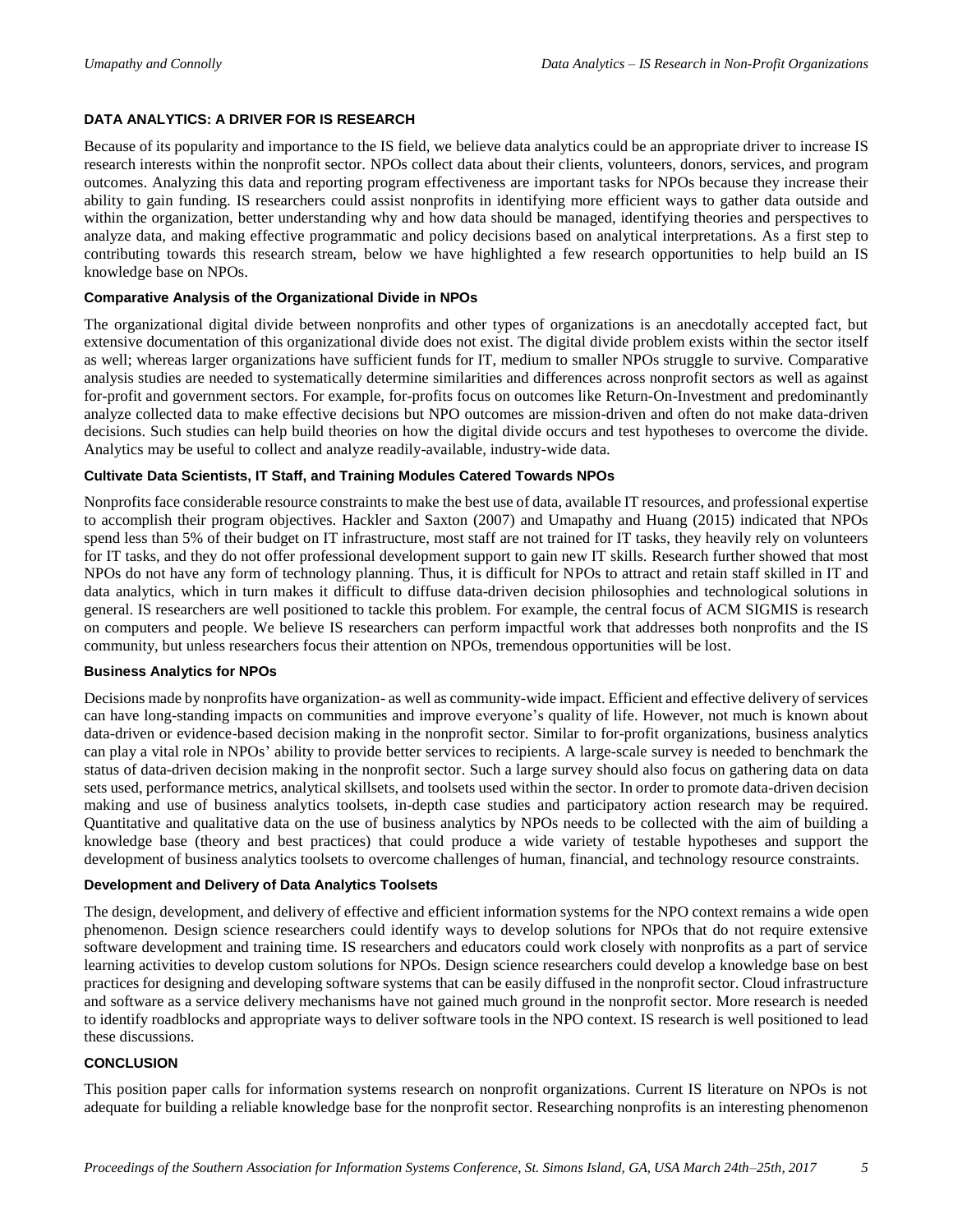## DATA ANALYTICS: A DRIVER FOR IS RESEARCH

Because of its popularity and importance to the IS field, we believe data analytics could be an appropriate driver to increase IS research interests within the nonprofit sector. NPOs collect data about their clients, volunteers, donors, services, and program outcomes. Analyzing this data and reporting program effectiveness are important tasks for NPOs because they increase their ability to gain funding. IS researchers could assist nonprofits in identifying more efficient ways to gather data outside and within the organization, better understanding why and how data should be managed, identifying theories and perspectives to analyze data, and making effective programmatic and policy decisions based on analytical interpretations. As a first step to contributing towards this research stream, below we have highlighted a few research opportunities to help build an IS knowledge base on NPOs.

### Comparative Analysis of the Organizational Divide in NPOs

The organizational digital divide between nonprofits and other types of organizations is an anecdotally accepted fact, but extensive documentation of this organizational divide does not exist. The digital divide problem exists within the sector itself as well; whereas larger organizations have sufficient funds for IT, medium to smaller NPOs struggle to survive. Comparative analysis studies are needed to systematically determine similarities and differences across nonprofit sectors as well as against for-profit and government sectors. For example, for-profits focus on outcomes like Return-On-Investment and predominantly analyze collected data to make effective decisions but NPO outcomes are mission-driven and often do not make data-driven decisions. Such studies can help build theories on how the digital divide occurs and test hypotheses to overcome the divide. Analytics may be useful to collect and analyze readily-available, industry-wide data.

### Cultivate Data Scientists, IT Staff, and Training Modules Catered Towards NPOs

Nonprofits face considerable resource constraints to make the best use of data, available IT resources, and professional expertise to accomplish their program objectives. Hackler and Saxton (2007) and Umapathy and Huang (2015) indicated that NPOs spend less than 5% of their budget on IT infrastructure, most staff are not trained for IT tasks, they heavily rely on volunteers for IT tasks, and they do not offer professional development support to gain new IT skills. Research further showed that most NPOs do not have any form of technology planning. Thus, it is difficult for NPOs to attract and retain staff skilled in IT and data analytics, which in turn makes it difficult to diffuse data-driven decision philosophies and technological solutions in general. IS researchers are well positioned to tackle this problem. For example, the central focus of ACM SIGMIS is research on computers and people. We believe IS researchers can perform impactful work that addresses both nonprofits and the IS community, but unless researchers focus their attention on NPOs, tremendous opportunities will be lost.

### Business Analytics for NPOs

Decisions made by nonprofits have organization- as well as community-wide impact. Efficient and effective delivery of services can have long-standing impacts on communities and improve everyone's quality of life. However, not much is known about data-driven or evidence-based decision making in the nonprofit sector. Similar to for-profit organizations, business analytics can play a vital role in NPOs' ability to provide better services to recipients. A large-scale survey is needed to benchmark the status of data-driven decision making in the nonprofit sector. Such a large survey should also focus on gathering data on data sets used, performance metrics, analytical skillsets, and toolsets used within the sector. In order to promote data-driven decision making and use of business analytics toolsets, in-depth case studies and participatory action research may be required. Quantitative and qualitative data on the use of business analytics by NPOs needs to be collected with the aim of building a knowledge base (theory and best practices) that could produce a wide variety of testable hypotheses and support the development of business analytics toolsets to overcome challenges of human, financial, and technology resource constraints.

### Development and Delivery of Data Analytics Toolsets

The design, development, and delivery of effective and efficient information systems for the NPO context remains a wide open phenomenon. Design science researchers could identify ways to develop solutions for NPOs that do not require extensive software development and training time. IS researchers and educators could work closely with nonprofits as a part of service learning activities to develop custom solutions for NPOs. Design science researchers could develop a knowledge base on best practices for designing and developing software systems that can be easily diffused in the nonprofit sector. Cloud infrastructure and software as a service delivery mechanisms have not gained much ground in the nonprofit sector. More research is needed to identify roadblocks and appropriate ways to deliver software tools in the NPO context. IS research is well positioned to lead these discussions.

## CONCLUSION

This position paper calls for information systems research on nonprofit organizations. Current IS literature on NPOs is not adequate for building a reliable knowledge base for the nonprofit sector. Researching nonprofits is an interesting phenomenon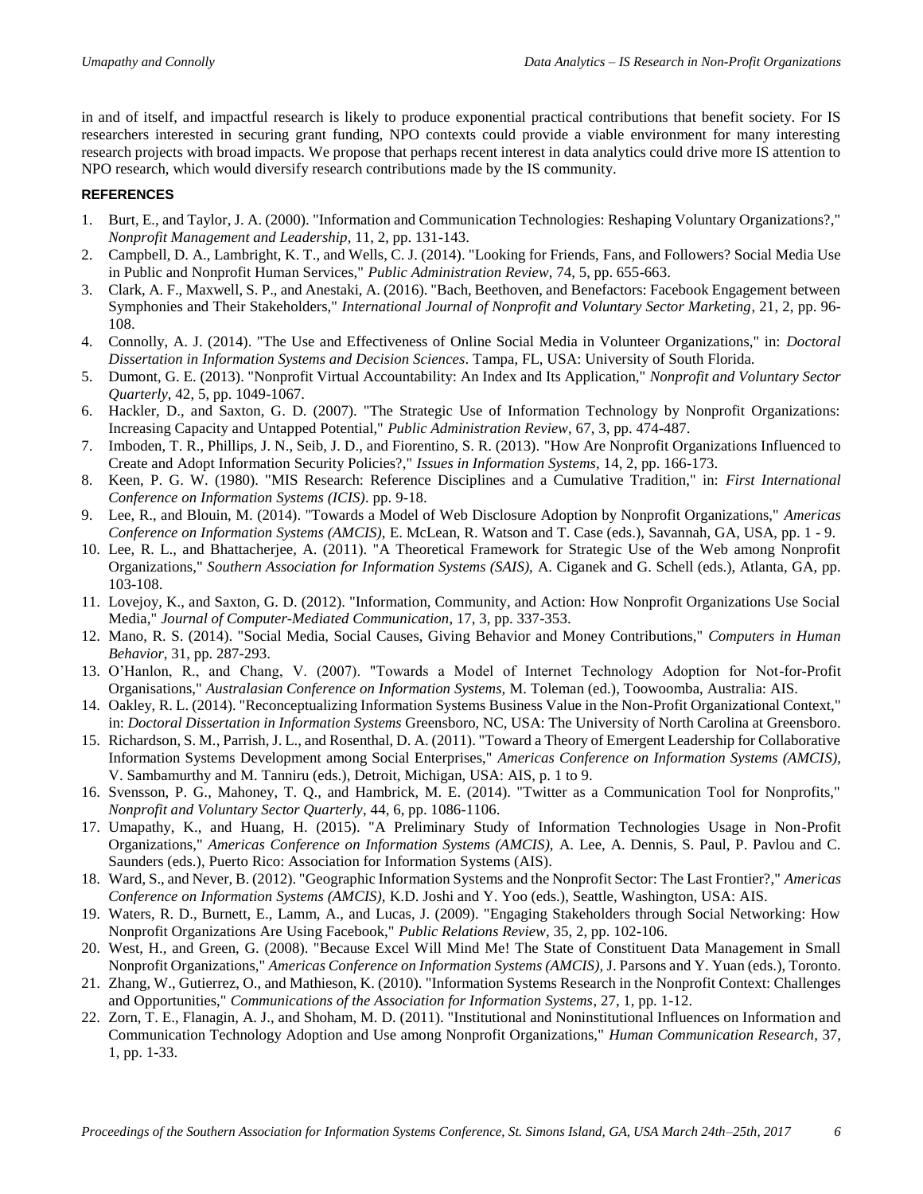in and of itself, and impactful research is likely to produce exponential practical contributions that benefit society. For IS researchers interested in securing grant funding, NPO contexts could provide a viable environment for many interesting research projects with broad impacts. We propose that perhaps recent interest in data analytics could drive more IS attention to NPO research, which would diversify research contributions made by the IS community.

## REFERENCES

1. Burt, E., and Taylor, J. A. (2000). "Information and Communication Technologies: Reshaping Voluntary Organizations?," *Nonprofit Management and Leadership*, 11, 2, pp. 131-143.
2. Campbell, D. A., Lambright, K. T., and Wells, C. J. (2014). "Looking for Friends, Fans, and Followers? Social Media Use in Public and Nonprofit Human Services," *Public Administration Review*, 74, 5, pp. 655-663.
3. Clark, A. F., Maxwell, S. P., and Anestaki, A. (2016). "Bach, Beethoven, and Benefactors: Facebook Engagement between Symphonies and Their Stakeholders," *International Journal of Nonprofit and Voluntary Sector Marketing*, 21, 2, pp. 96-108.
4. Connolly, A. J. (2014). "The Use and Effectiveness of Online Social Media in Volunteer Organizations," in: *Doctoral Dissertation in Information Systems and Decision Sciences*. Tampa, FL, USA: University of South Florida.
5. Dumont, G. E. (2013). "Nonprofit Virtual Accountability: An Index and Its Application," *Nonprofit and Voluntary Sector Quarterly*, 42, 5, pp. 1049-1067.
6. Hackler, D., and Saxton, G. D. (2007). "The Strategic Use of Information Technology by Nonprofit Organizations: Increasing Capacity and Untapped Potential," *Public Administration Review*, 67, 3, pp. 474-487.
7. Imboden, T. R., Phillips, J. N., Seib, J. D., and Fiorentino, S. R. (2013). "How Are Nonprofit Organizations Influenced to Create and Adopt Information Security Policies?," *Issues in Information Systems*, 14, 2, pp. 166-173.
8. Keen, P. G. W. (1980). "MIS Research: Reference Disciplines and a Cumulative Tradition," in: *First International Conference on Information Systems (ICIS)*. pp. 9-18.
9. Lee, R., and Blouin, M. (2014). "Towards a Model of Web Disclosure Adoption by Nonprofit Organizations," *Americas Conference on Information Systems (AMCIS),* E. McLean, R. Watson and T. Case (eds.), Savannah, GA, USA, pp. 1 - 9.
10. Lee, R. L., and Bhattacherjee, A. (2011). "A Theoretical Framework for Strategic Use of the Web among Nonprofit Organizations," *Southern Association for Information Systems (SAIS),* A. Ciganek and G. Schell (eds.), Atlanta, GA, pp. 103-108.
11. Lovejoy, K., and Saxton, G. D. (2012). "Information, Community, and Action: How Nonprofit Organizations Use Social Media," *Journal of Computer-Mediated Communication*, 17, 3, pp. 337-353.
12. Mano, R. S. (2014). "Social Media, Social Causes, Giving Behavior and Money Contributions," *Computers in Human Behavior*, 31, pp. 287-293.
13. O'Hanlon, R., and Chang, V. (2007). "Towards a Model of Internet Technology Adoption for Not-for-Profit Organisations," *Australasian Conference on Information Systems,* M. Toleman (ed.), Toowoomba, Australia: AIS.
14. Oakley, R. L. (2014). "Reconceptualizing Information Systems Business Value in the Non-Profit Organizational Context," in: *Doctoral Dissertation in Information Systems* Greensboro, NC, USA: The University of North Carolina at Greensboro.
15. Richardson, S. M., Parrish, J. L., and Rosenthal, D. A. (2011). "Toward a Theory of Emergent Leadership for Collaborative Information Systems Development among Social Enterprises," *Americas Conference on Information Systems (AMCIS),* V. Sambamurthy and M. Tanniru (eds.), Detroit, Michigan, USA: AIS, p. 1 to 9.
16. Svensson, P. G., Mahoney, T. Q., and Hambrick, M. E. (2014). "Twitter as a Communication Tool for Nonprofits," *Nonprofit and Voluntary Sector Quarterly*, 44, 6, pp. 1086-1106.
17. Umapathy, K., and Huang, H. (2015). "A Preliminary Study of Information Technologies Usage in Non-Profit Organizations," *Americas Conference on Information Systems (AMCIS),* A. Lee, A. Dennis, S. Paul, P. Pavlou and C. Saunders (eds.), Puerto Rico: Association for Information Systems (AIS).
18. Ward, S., and Never, B. (2012). "Geographic Information Systems and the Nonprofit Sector: The Last Frontier?," *Americas Conference on Information Systems (AMCIS),* K.D. Joshi and Y. Yoo (eds.), Seattle, Washington, USA: AIS.
19. Waters, R. D., Burnett, E., Lamm, A., and Lucas, J. (2009). "Engaging Stakeholders through Social Networking: How Nonprofit Organizations Are Using Facebook," *Public Relations Review*, 35, 2, pp. 102-106.
20. West, H., and Green, G. (2008). "Because Excel Will Mind Me! The State of Constituent Data Management in Small Nonprofit Organizations," *Americas Conference on Information Systems (AMCIS)*, J. Parsons and Y. Yuan (eds.), Toronto.
21. Zhang, W., Gutierrez, O., and Mathieson, K. (2010). "Information Systems Research in the Nonprofit Context: Challenges and Opportunities," *Communications of the Association for Information Systems*, 27, 1, pp. 1-12.
22. Zorn, T. E., Flanagin, A. J., and Shoham, M. D. (2011). "Institutional and Noninstitutional Influences on Information and Communication Technology Adoption and Use among Nonprofit Organizations," *Human Communication Research*, 37, 1, pp. 1-33.